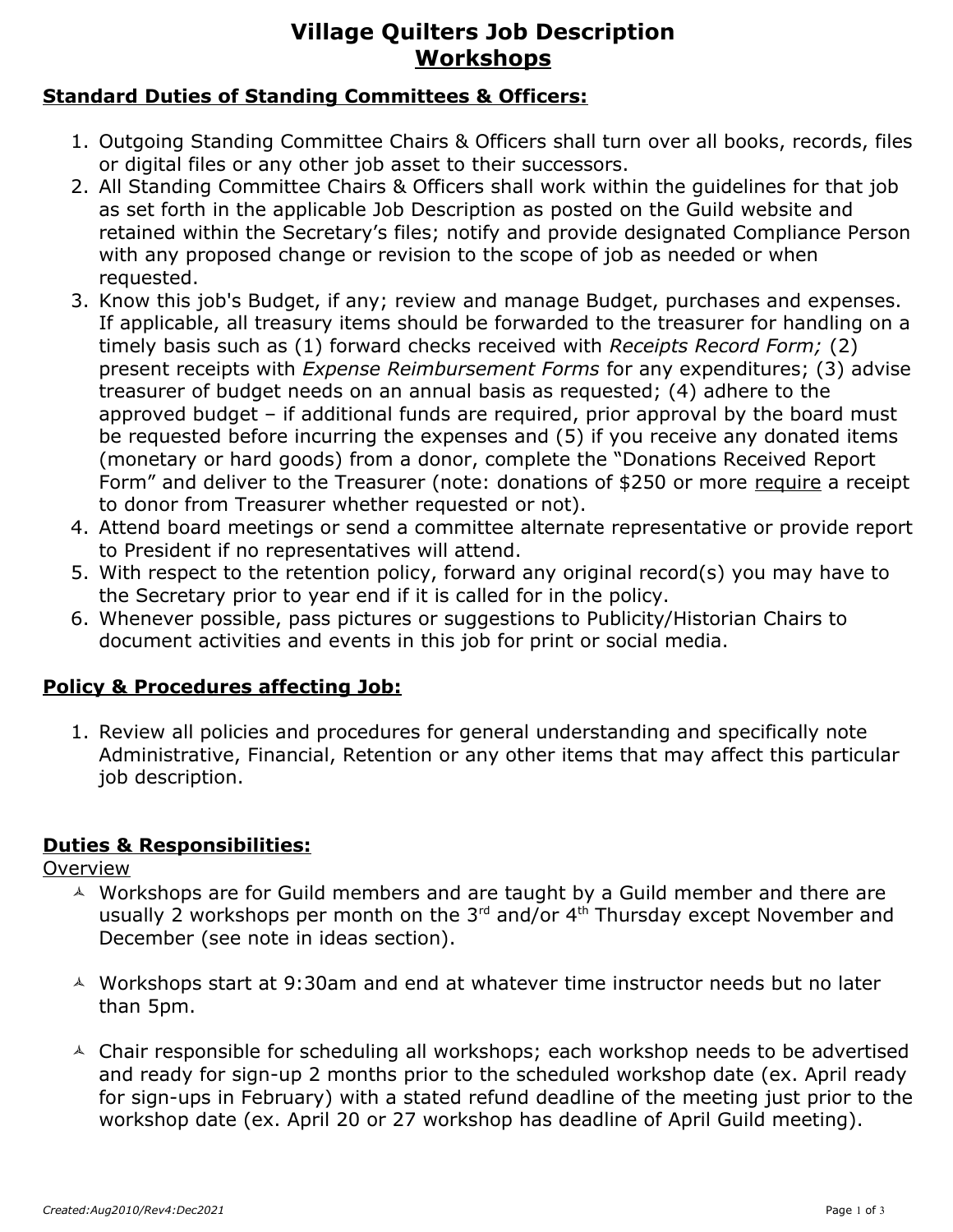# Village Quilters Job Description
## Workshops

### Standard Duties of Standing Committees & Officers:

1. Outgoing Standing Committee Chairs & Officers shall turn over all books, records, files or digital files or any other job asset to their successors.
2. All Standing Committee Chairs & Officers shall work within the guidelines for that job as set forth in the applicable Job Description as posted on the Guild website and retained within the Secretary's files; notify and provide designated Compliance Person with any proposed change or revision to the scope of job as needed or when requested.
3. Know this job's Budget, if any; review and manage Budget, purchases and expenses. If applicable, all treasury items should be forwarded to the treasurer for handling on a timely basis such as (1) forward checks received with *Receipts Record Form;* (2) present receipts with *Expense Reimbursement Forms* for any expenditures; (3) advise treasurer of budget needs on an annual basis as requested; (4) adhere to the approved budget – if additional funds are required, prior approval by the board must be requested before incurring the expenses and (5) if you receive any donated items (monetary or hard goods) from a donor, complete the "Donations Received Report Form" and deliver to the Treasurer (note: donations of $250 or more require a receipt to donor from Treasurer whether requested or not).
4. Attend board meetings or send a committee alternate representative or provide report to President if no representatives will attend.
5. With respect to the retention policy, forward any original record(s) you may have to the Secretary prior to year end if it is called for in the policy.
6. Whenever possible, pass pictures or suggestions to Publicity/Historian Chairs to document activities and events in this job for print or social media.

### Policy & Procedures affecting Job:

1. Review all policies and procedures for general understanding and specifically note Administrative, Financial, Retention or any other items that may affect this particular job description.

### Duties & Responsibilities:

Overview

- Workshops are for Guild members and are taught by a Guild member and there are usually 2 workshops per month on the 3rd and/or 4th Thursday except November and December (see note in ideas section).
- Workshops start at 9:30am and end at whatever time instructor needs but no later than 5pm.
- Chair responsible for scheduling all workshops; each workshop needs to be advertised and ready for sign-up 2 months prior to the scheduled workshop date (ex. April ready for sign-ups in February) with a stated refund deadline of the meeting just prior to the workshop date (ex. April 20 or 27 workshop has deadline of April Guild meeting).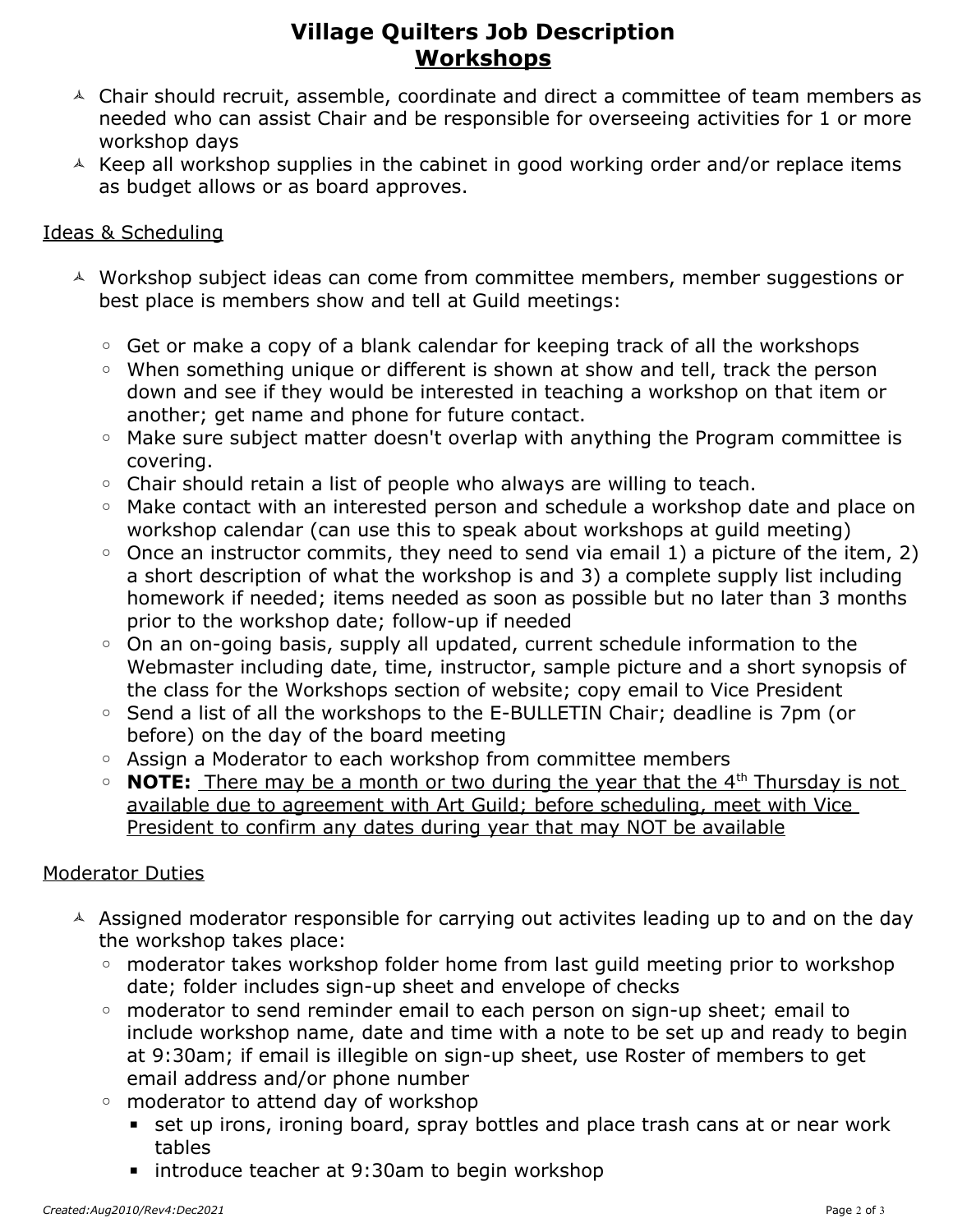# Village Quilters Job Description
## Workshops

- Chair should recruit, assemble, coordinate and direct a committee of team members as needed who can assist Chair and be responsible for overseeing activities for 1 or more workshop days
- Keep all workshop supplies in the cabinet in good working order and/or replace items as budget allows or as board approves.

Ideas & Scheduling

- Workshop subject ideas can come from committee members, member suggestions or best place is members show and tell at Guild meetings:
  - Get or make a copy of a blank calendar for keeping track of all the workshops
  - When something unique or different is shown at show and tell, track the person down and see if they would be interested in teaching a workshop on that item or another; get name and phone for future contact.
  - Make sure subject matter doesn't overlap with anything the Program committee is covering.
  - Chair should retain a list of people who always are willing to teach.
  - Make contact with an interested person and schedule a workshop date and place on workshop calendar (can use this to speak about workshops at guild meeting)
  - Once an instructor commits, they need to send via email 1) a picture of the item, 2) a short description of what the workshop is and 3) a complete supply list including homework if needed; items needed as soon as possible but no later than 3 months prior to the workshop date; follow-up if needed
  - On an on-going basis, supply all updated, current schedule information to the Webmaster including date, time, instructor, sample picture and a short synopsis of the class for the Workshops section of website; copy email to Vice President
  - Send a list of all the workshops to the E-BULLETIN Chair; deadline is 7pm (or before) on the day of the board meeting
  - Assign a Moderator to each workshop from committee members
  - **NOTE:** There may be a month or two during the year that the 4th Thursday is not available due to agreement with Art Guild; before scheduling, meet with Vice President to confirm any dates during year that may NOT be available

Moderator Duties

- Assigned moderator responsible for carrying out activites leading up to and on the day the workshop takes place:
  - moderator takes workshop folder home from last guild meeting prior to workshop date; folder includes sign-up sheet and envelope of checks
  - moderator to send reminder email to each person on sign-up sheet; email to include workshop name, date and time with a note to be set up and ready to begin at 9:30am; if email is illegible on sign-up sheet, use Roster of members to get email address and/or phone number
  - moderator to attend day of workshop
    - set up irons, ironing board, spray bottles and place trash cans at or near work tables
    - introduce teacher at 9:30am to begin workshop

*Created:Aug2010/Rev4:Dec2021*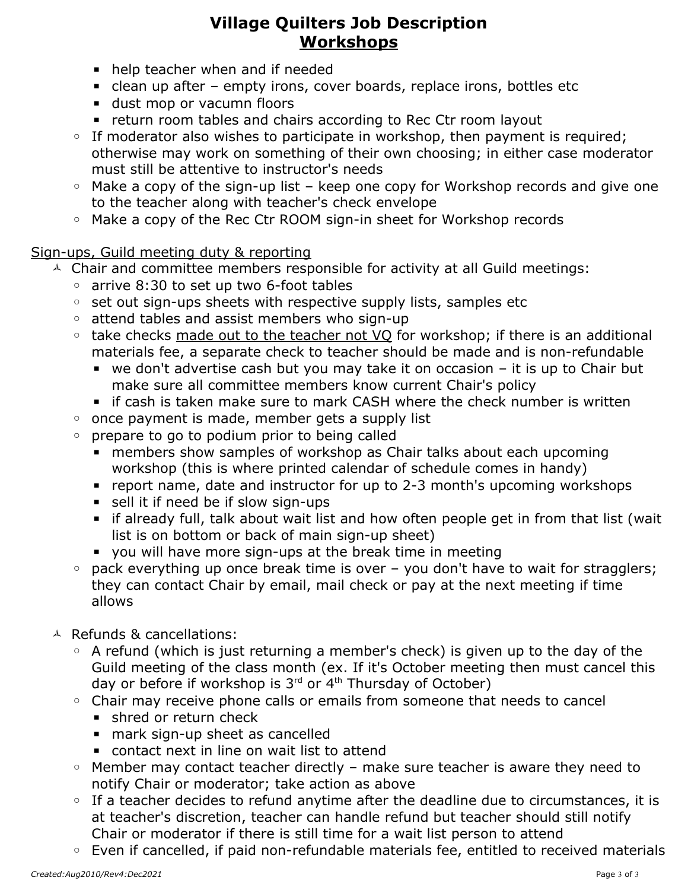# Village Quilters Job Description
## Workshops

    - help teacher when and if needed
    - clean up after – empty irons, cover boards, replace irons, bottles etc
    - dust mop or vacumn floors
    - return room tables and chairs according to Rec Ctr room layout
  - If moderator also wishes to participate in workshop, then payment is required; otherwise may work on something of their own choosing; in either case moderator must still be attentive to instructor's needs
  - Make a copy of the sign-up list – keep one copy for Workshop records and give one to the teacher along with teacher's check envelope
  - Make a copy of the Rec Ctr ROOM sign-in sheet for Workshop records

<u>Sign-ups, Guild meeting duty & reporting</u>

- Chair and committee members responsible for activity at all Guild meetings:
  - arrive 8:30 to set up two 6-foot tables
  - set out sign-ups sheets with respective supply lists, samples etc
  - attend tables and assist members who sign-up
  - take checks <u>made out to the teacher not VQ</u> for workshop; if there is an additional materials fee, a separate check to teacher should be made and is non-refundable
    - we don't advertise cash but you may take it on occasion – it is up to Chair but make sure all committee members know current Chair's policy
    - if cash is taken make sure to mark CASH where the check number is written
  - once payment is made, member gets a supply list
  - prepare to go to podium prior to being called
    - members show samples of workshop as Chair talks about each upcoming workshop (this is where printed calendar of schedule comes in handy)
    - report name, date and instructor for up to 2-3 month's upcoming workshops
    - sell it if need be if slow sign-ups
    - if already full, talk about wait list and how often people get in from that list (wait list is on bottom or back of main sign-up sheet)
    - you will have more sign-ups at the break time in meeting
  - pack everything up once break time is over – you don't have to wait for stragglers; they can contact Chair by email, mail check or pay at the next meeting if time allows

- Refunds & cancellations:
  - A refund (which is just returning a member's check) is given up to the day of the Guild meeting of the class month (ex. If it's October meeting then must cancel this day or before if workshop is 3rd or 4th Thursday of October)
  - Chair may receive phone calls or emails from someone that needs to cancel
    - shred or return check
    - mark sign-up sheet as cancelled
    - contact next in line on wait list to attend
  - Member may contact teacher directly – make sure teacher is aware they need to notify Chair or moderator; take action as above
  - If a teacher decides to refund anytime after the deadline due to circumstances, it is at teacher's discretion, teacher can handle refund but teacher should still notify Chair or moderator if there is still time for a wait list person to attend
  - Even if cancelled, if paid non-refundable materials fee, entitled to received materials

*Created:Aug2010/Rev4:Dec2021*